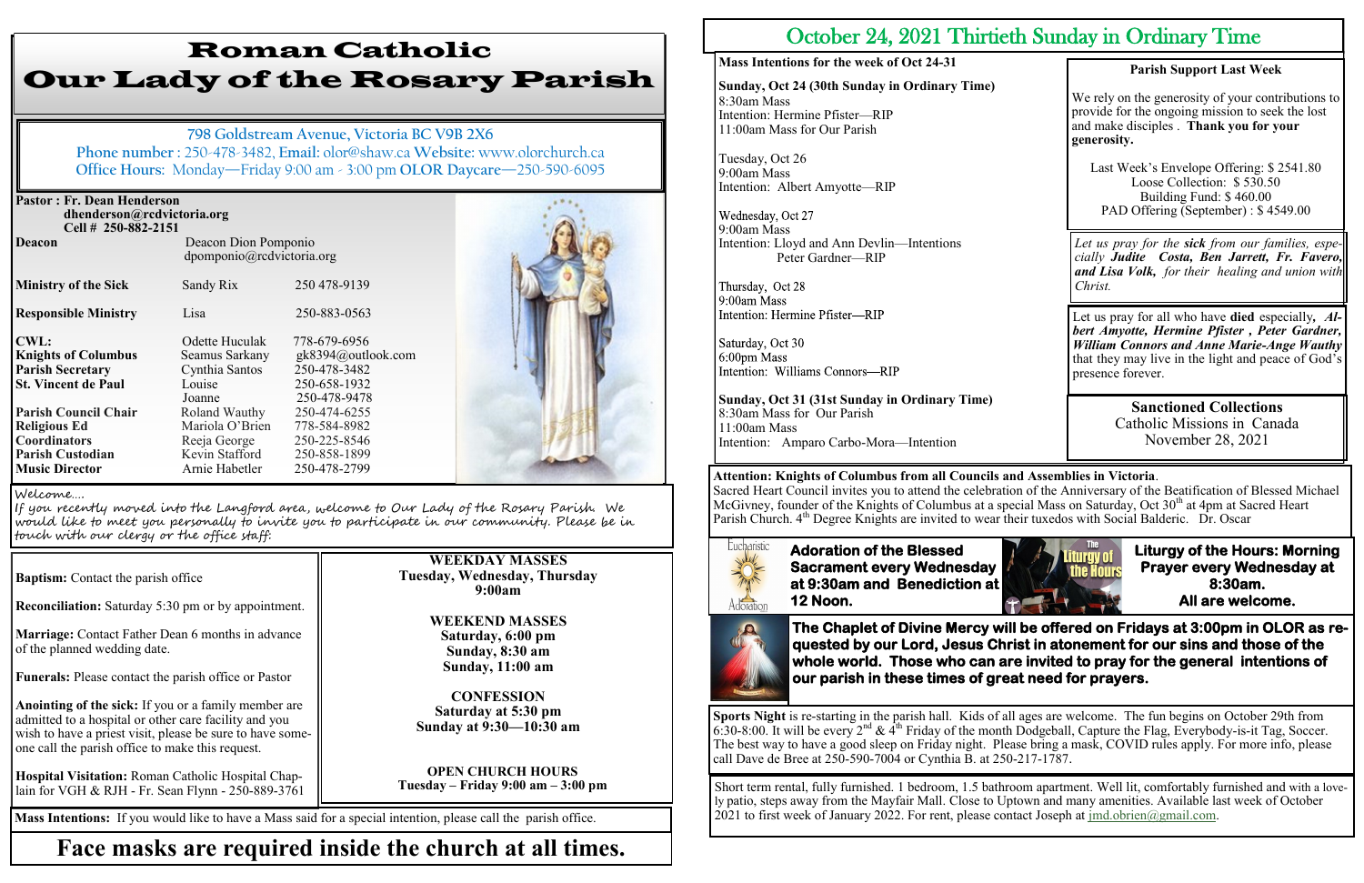# Roman Catholic Our Lady of the Rosary Parish

**798 Goldstream Avenue, Victoria BC V9B 2X6**
**Phone number** : 250-478-3482, **Email:** olor@shaw.ca **Website:** www.olorchurch.ca
**Office Hours:** Monday—Friday 9:00 am - 3:00 pm **OLOR Daycare**—250-590-6095

**Pastor : Fr. Dean Henderson**
dhenderson@rcdvictoria.org
Cell # 250-882-2151

| | | |
|---|---|---|
| **Deacon** | Deacon Dion Pomponio dpomponio@rcdvictoria.org | |
| **Ministry of the Sick** | Sandy Rix | 250 478-9139 |
| **Responsible Ministry** | Lisa | 250-883-0563 |
| **CWL:** | Odette Huculak | 778-679-6956 |
| **Knights of Columbus** | Seamus Sarkany | gk8394@outlook.com |
| **Parish Secretary** | Cynthia Santos | 250-478-3482 |
| **St. Vincent de Paul** | Louise | 250-658-1932 |
| | Joanne | 250-478-9478 |
| **Parish Council Chair** | Roland Wauthy | 250-474-6255 |
| **Religious Ed** | Mariola O'Brien | 778-584-8982 |
| **Coordinators** | Reeja George | 250-225-8546 |
| **Parish Custodian** | Kevin Stafford | 250-858-1899 |
| **Music Director** | Arnie Habetler | 250-478-2799 |

*Welcome....*
*If you recently moved into the Langford area, welcome to Our Lady of the Rosary Parish. We would like to meet you personally to invite you to participate in our community. Please be in touch with our clergy or the office staff.*

**Baptism:** Contact the parish office

**Reconciliation:** Saturday 5:30 pm or by appointment.

**Marriage:** Contact Father Dean 6 months in advance of the planned wedding date.

**Funerals:** Please contact the parish office or Pastor

**Anointing of the sick:** If you or a family member are admitted to a hospital or other care facility and you wish to have a priest visit, please be sure to have someone call the parish office to make this request.

**Hospital Visitation:** Roman Catholic Hospital Chaplain for VGH & RJH - Fr. Sean Flynn - 250-889-3761

**WEEKDAY MASSES**
**Tuesday, Wednesday, Thursday**
**9:00am**

**WEEKEND MASSES**
**Saturday, 6:00 pm**
**Sunday, 8:30 am**
**Sunday, 11:00 am**

**CONFESSION**
**Saturday at 5:30 pm**
**Sunday at 9:30—10:30 am**

**OPEN CHURCH HOURS**
**Tuesday – Friday 9:00 am – 3:00 pm**

**Mass Intentions:** If you would like to have a Mass said for a special intention, please call the parish office.

**Face masks are required inside the church at all times.**

## October 24, 2021 Thirtieth Sunday in Ordinary Time

**Mass Intentions for the week of Oct 24-31**

**Sunday, Oct 24 (30th Sunday in Ordinary Time)**
8:30am Mass
Intention: Hermine Pfister—RIP
11:00am Mass for Our Parish

Tuesday, Oct 26
9:00am Mass
Intention: Albert Amyotte—RIP

Wednesday, Oct 27
9:00am Mass
Intention: Lloyd and Ann Devlin—Intentions
Peter Gardner—RIP

Thursday, Oct 28
9:00am Mass
Intention: Hermine Pfister—RIP

Saturday, Oct 30
6:00pm Mass
Intention: Williams Connors—RIP

**Sunday, Oct 31 (31st Sunday in Ordinary Time)**
8:30am Mass for Our Parish
11:00am Mass
Intention: Amparo Carbo-Mora—Intention

**Parish Support Last Week**

We rely on the generosity of your contributions to provide for the ongoing mission to seek the lost and make disciples . **Thank you for your generosity.**

Last Week's Envelope Offering: $ 2541.80
Loose Collection: $ 530.50
Building Fund: $ 460.00
PAD Offering (September) : $ 4549.00

*Let us pray for the **sick** from our families, especially **Judite Costa, Ben Jarrett, Fr. Favero, and Lisa Volk,** for their healing and union with Christ.*

Let us pray for all who have **died** especially, ***Albert Amyotte, Hermine Pfister , Peter Gardner, William Connors and Anne Marie-Ange Wauthy*** that they may live in the light and peace of God's presence forever.

**Sanctioned Collections**
Catholic Missions in Canada
November 28, 2021

**Attention: Knights of Columbus from all Councils and Assemblies in Victoria**.
Sacred Heart Council invites you to attend the celebration of the Anniversary of the Beatification of Blessed Michael McGivney, founder of the Knights of Columbus at a special Mass on Saturday, Oct 30th at 4pm at Sacred Heart Parish Church. 4th Degree Knights are invited to wear their tuxedos with Social Balderic. Dr. Oscar

**Adoration of the Blessed Sacrament every Wednesday at 9:30am and Benediction at 12 Noon.**

**Liturgy of the Hours: Morning Prayer every Wednesday at 8:30am. All are welcome.**

**The Chaplet of Divine Mercy will be offered on Fridays at 3:00pm in OLOR as requested by our Lord, Jesus Christ in atonement for our sins and those of the whole world. Those who can are invited to pray for the general intentions of our parish in these times of great need for prayers.**

**Sports Night** is re-starting in the parish hall. Kids of all ages are welcome. The fun begins on October 29th from 6:30-8:00. It will be every 2nd & 4th Friday of the month Dodgeball, Capture the Flag, Everybody-is-it Tag, Soccer. The best way to have a good sleep on Friday night. Please bring a mask, COVID rules apply. For more info, please call Dave de Bree at 250-590-7004 or Cynthia B. at 250-217-1787.

Short term rental, fully furnished. 1 bedroom, 1.5 bathroom apartment. Well lit, comfortably furnished and with a lovely patio, steps away from the Mayfair Mall. Close to Uptown and many amenities. Available last week of October 2021 to first week of January 2022. For rent, please contact Joseph at jmd.obrien@gmail.com.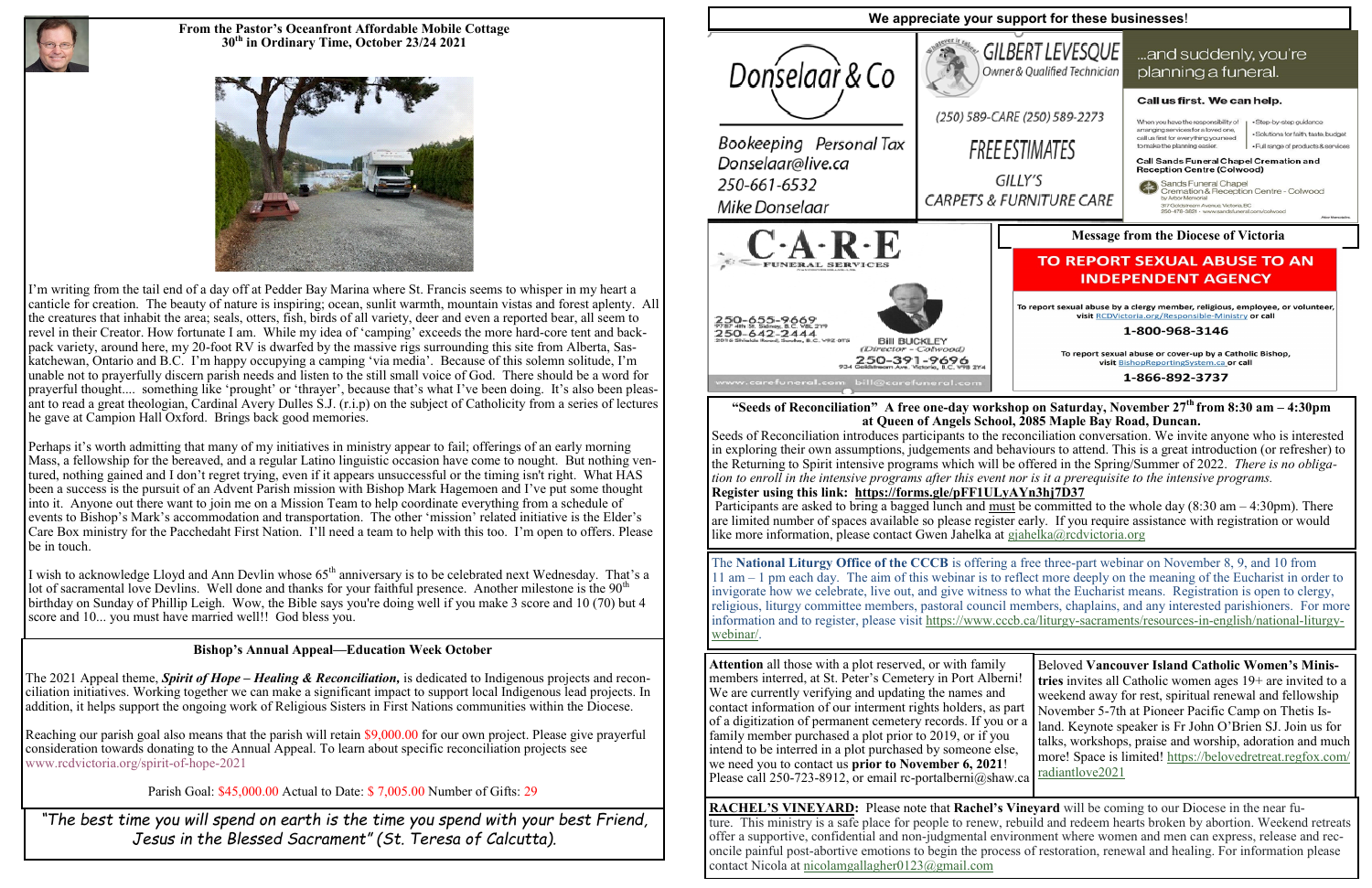### From the Pastor's Oceanfront Affordable Mobile Cottage
### 30th in Ordinary Time, October 23/24 2021

I'm writing from the tail end of a day off at Pedder Bay Marina where St. Francis seems to whisper in my heart a canticle for creation. The beauty of nature is inspiring; ocean, sunlit warmth, mountain vistas and forest aplenty. All the creatures that inhabit the area; seals, otters, fish, birds of all variety, deer and even a reported bear, all seem to revel in their Creator. How fortunate I am. While my idea of 'camping' exceeds the more hard-core tent and back-pack variety, around here, my 20-foot RV is dwarfed by the massive rigs surrounding this site from Alberta, Saskatchewan, Ontario and B.C. I'm happy occupying a camping 'via media'. Because of this solemn solitude, I'm unable not to prayerfully discern parish needs and listen to the still small voice of God. There should be a word for prayerful thought.... something like 'prought' or 'thrayer', because that's what I've been doing. It's also been pleasant to read a great theologian, Cardinal Avery Dulles S.J. (r.i.p) on the subject of Catholicity from a series of lectures he gave at Campion Hall Oxford. Brings back good memories.

Perhaps it's worth admitting that many of my initiatives in ministry appear to fail; offerings of an early morning Mass, a fellowship for the bereaved, and a regular Latino linguistic occasion have come to nought. But nothing ventured, nothing gained and I don't regret trying, even if it appears unsuccessful or the timing isn't right. What HAS been a success is the pursuit of an Advent Parish mission with Bishop Mark Hagemoen and I've put some thought into it. Anyone out there want to join me on a Mission Team to help coordinate everything from a schedule of events to Bishop's Mark's accommodation and transportation. The other 'mission' related initiative is the Elder's Care Box ministry for the Pacchedaht First Nation. I'll need a team to help with this too. I'm open to offers. Please be in touch.

I wish to acknowledge Lloyd and Ann Devlin whose 65th anniversary is to be celebrated next Wednesday. That's a lot of sacramental love Devlins. Well done and thanks for your faithful presence. Another milestone is the 90th birthday on Sunday of Phillip Leigh. Wow, the Bible says you're doing well if you make 3 score and 10 (70) but 4 score and 10... you must have married well!! God bless you.

### Bishop's Annual Appeal—Education Week October

The 2021 Appeal theme, ***Spirit of Hope – Healing & Reconciliation,*** is dedicated to Indigenous projects and reconciliation initiatives. Working together we can make a significant impact to support local Indigenous lead projects. In addition, it helps support the ongoing work of Religious Sisters in First Nations communities within the Diocese.

Reaching our parish goal also means that the parish will retain $9,000.00 for our own project. Please give prayerful consideration towards donating to the Annual Appeal. To learn about specific reconciliation projects see www.rcdvictoria.org/spirit-of-hope-2021

Parish Goal: $45,000.00 Actual to Date: $ 7,005.00 Number of Gifts: 29

*"The best time you will spend on earth is the time you spend with your best Friend, Jesus in the Blessed Sacrament" (St. Teresa of Calcutta).*

---

**We appreciate your support for these businesses!**

Donselaar & Co
Bookeeping Personal Tax
Donselaar@live.ca
250-661-6532
Mike Donselaar

GILBERT LEVESQUE
Owner & Qualified Technician
(250) 589-CARE (250) 589-2273
FREE ESTIMATES
GILLY'S CARPETS & FURNITURE CARE

...and suddenly, you're planning a funeral.
**Call us first. We can help.**
When you have the responsibility of arranging services for a loved one, call us first for everything you need to make the planning easier.
• Step-by-step guidance
• Solutions for faith, taste, budget
• Full range of products & services
**Call Sands Funeral Chapel Cremation and Reception Centre (Colwood)**
Sands Funeral Chapel Cremation & Reception Centre - Colwood
by Arbor Memorial
317 Goldstream Avenue, Victoria, BC
250-478-3821 · www.sandsfuneral.com/colwood

C·A·R·E FUNERAL SERVICES
250-655-9669
9787 4th St. Sidney, B.C. V8L 2Y9
250-642-2444
2016 Shields Road, Sooke, B.C. V9Z 0T5
Bill BUCKLEY (Director - Colwood)
250-391-9696
934 Goldstream Ave. Victoria, B.C. V9B 2Y4
www.carefuneral.com bill@carefuneral.com

### Message from the Diocese of Victoria

**TO REPORT SEXUAL ABUSE TO AN INDEPENDENT AGENCY**

To report sexual abuse by a clergy member, religious, employee, or volunteer, visit RCDVictoria.org/Responsible-Ministry or call
**1-800-968-3146**

To report sexual abuse or cover-up by a Catholic Bishop, visit BishopReportingSystem.ca or call
**1-866-892-3737**

**"Seeds of Reconciliation" A free one-day workshop on Saturday, November 27th from 8:30 am – 4:30pm at Queen of Angels School, 2085 Maple Bay Road, Duncan.**

Seeds of Reconciliation introduces participants to the reconciliation conversation. We invite anyone who is interested in exploring their own assumptions, judgements and behaviours to attend. This is a great introduction (or refresher) to the Returning to Spirit intensive programs which will be offered in the Spring/Summer of 2022. *There is no obligation to enroll in the intensive programs after this event nor is it a prerequisite to the intensive programs.*

**Register using this link: https://forms.gle/pFF1ULyAYn3hj7D37**

Participants are asked to bring a bagged lunch and must be committed to the whole day (8:30 am – 4:30pm). There are limited number of spaces available so please register early. If you require assistance with registration or would like more information, please contact Gwen Jahelka at gjahelka@rcdvictoria.org

The **National Liturgy Office of the CCCB** is offering a free three-part webinar on November 8, 9, and 10 from 11 am – 1 pm each day. The aim of this webinar is to reflect more deeply on the meaning of the Eucharist in order to invigorate how we celebrate, live out, and give witness to what the Eucharist means. Registration is open to clergy, religious, liturgy committee members, pastoral council members, chaplains, and any interested parishioners. For more information and to register, please visit https://www.cccb.ca/liturgy-sacraments/resources-in-english/national-liturgy-webinar/.

**Attention** all those with a plot reserved, or with family members interred, at St. Peter's Cemetery in Port Alberni! We are currently verifying and updating the names and contact information of our interment rights holders, as part of a digitization of permanent cemetery records. If you or a family member purchased a plot prior to 2019, or if you intend to be interred in a plot purchased by someone else, we need you to contact us **prior to November 6, 2021**! Please call 250-723-8912, or email rc-portalberni@shaw.ca

Beloved **Vancouver Island Catholic Women's Ministries** invites all Catholic women ages 19+ are invited to a weekend away for rest, spiritual renewal and fellowship November 5-7th at Pioneer Pacific Camp on Thetis Island. Keynote speaker is Fr John O'Brien SJ. Join us for talks, workshops, praise and worship, adoration and much more! Space is limited! https://belovedretreat.regfox.com/radiantlove2021

**RACHEL'S VINEYARD:** Please note that **Rachel's Vineyard** will be coming to our Diocese in the near future. This ministry is a safe place for people to renew, rebuild and redeem hearts broken by abortion. Weekend retreats offer a supportive, confidential and non-judgmental environment where women and men can express, release and reconcile painful post-abortive emotions to begin the process of restoration, renewal and healing. For information please contact Nicola at nicolamgallagher0123@gmail.com